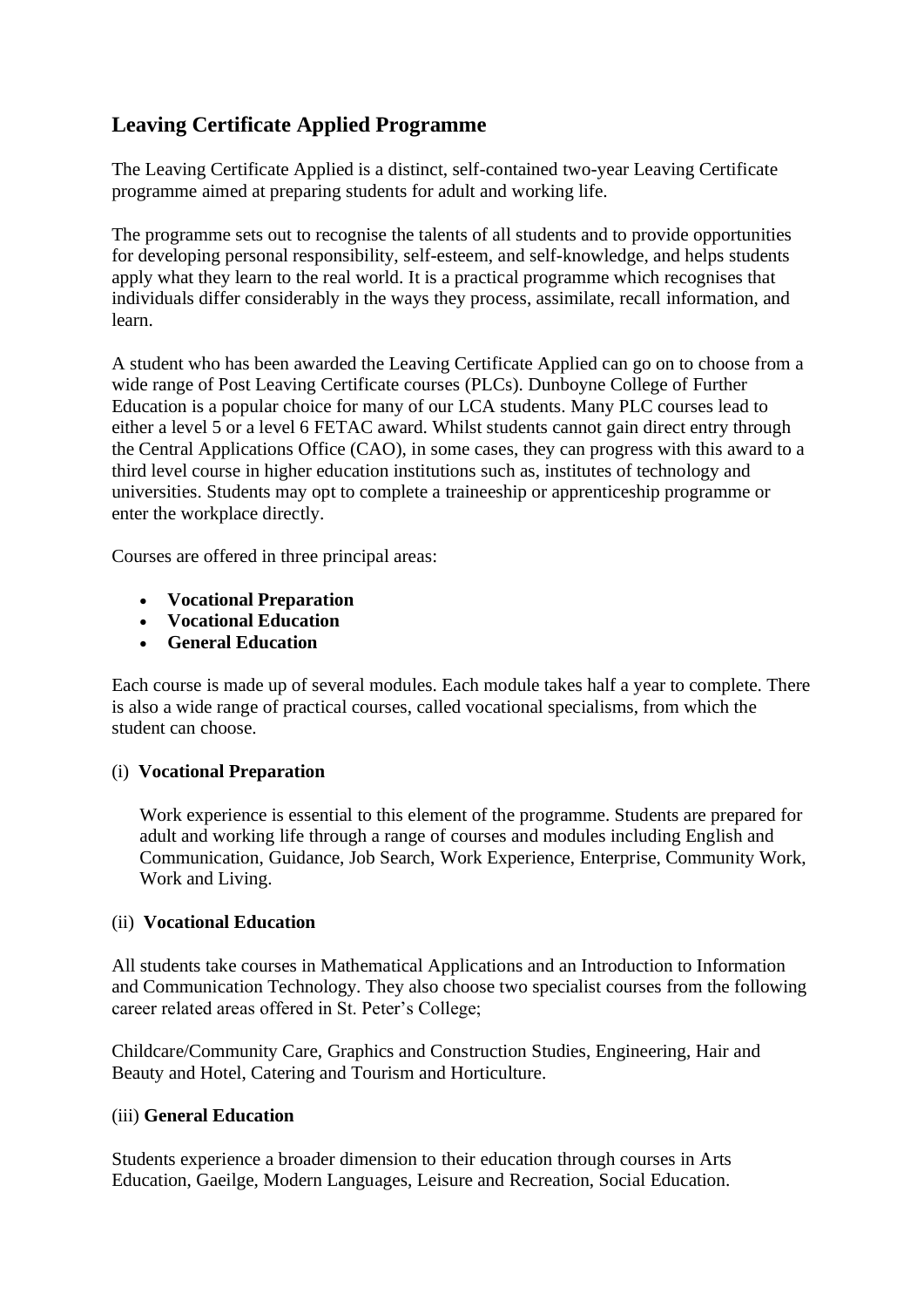## Leaving Certificate Applied Programme

The Leaving Certificate Applied is a distinct, self-contained two-year Leaving Certificate programme aimed at preparing students for adult and working life.

The programme sets out to recognise the talents of all students and to provide opportunities for developing personal responsibility, self-esteem, and self-knowledge, and helps students apply what they learn to the real world. It is a practical programme which recognises that individuals differ considerably in the ways they process, assimilate, recall information, and learn.

A student who has been awarded the Leaving Certificate Applied can go on to choose from a wide range of Post Leaving Certificate courses (PLCs). Dunboyne College of Further Education is a popular choice for many of our LCA students. Many PLC courses lead to either a level 5 or a level 6 FETAC award. Whilst students cannot gain direct entry through the Central Applications Office (CAO), in some cases, they can progress with this award to a third level course in higher education institutions such as, institutes of technology and universities. Students may opt to complete a traineeship or apprenticeship programme or enter the workplace directly.

Courses are offered in three principal areas:

- **Vocational Preparation**
- **Vocational Education**
- **General Education**

Each course is made up of several modules. Each module takes half a year to complete. There is also a wide range of practical courses, called vocational specialisms, from which the student can choose.

(i) **Vocational Preparation**

Work experience is essential to this element of the programme. Students are prepared for adult and working life through a range of courses and modules including English and Communication, Guidance, Job Search, Work Experience, Enterprise, Community Work, Work and Living.

(ii) **Vocational Education**

All students take courses in Mathematical Applications and an Introduction to Information and Communication Technology. They also choose two specialist courses from the following career related areas offered in St. Peter's College;

Childcare/Community Care, Graphics and Construction Studies, Engineering, Hair and Beauty and Hotel, Catering and Tourism and Horticulture.

(iii) **General Education**

Students experience a broader dimension to their education through courses in Arts Education, Gaeilge, Modern Languages, Leisure and Recreation, Social Education.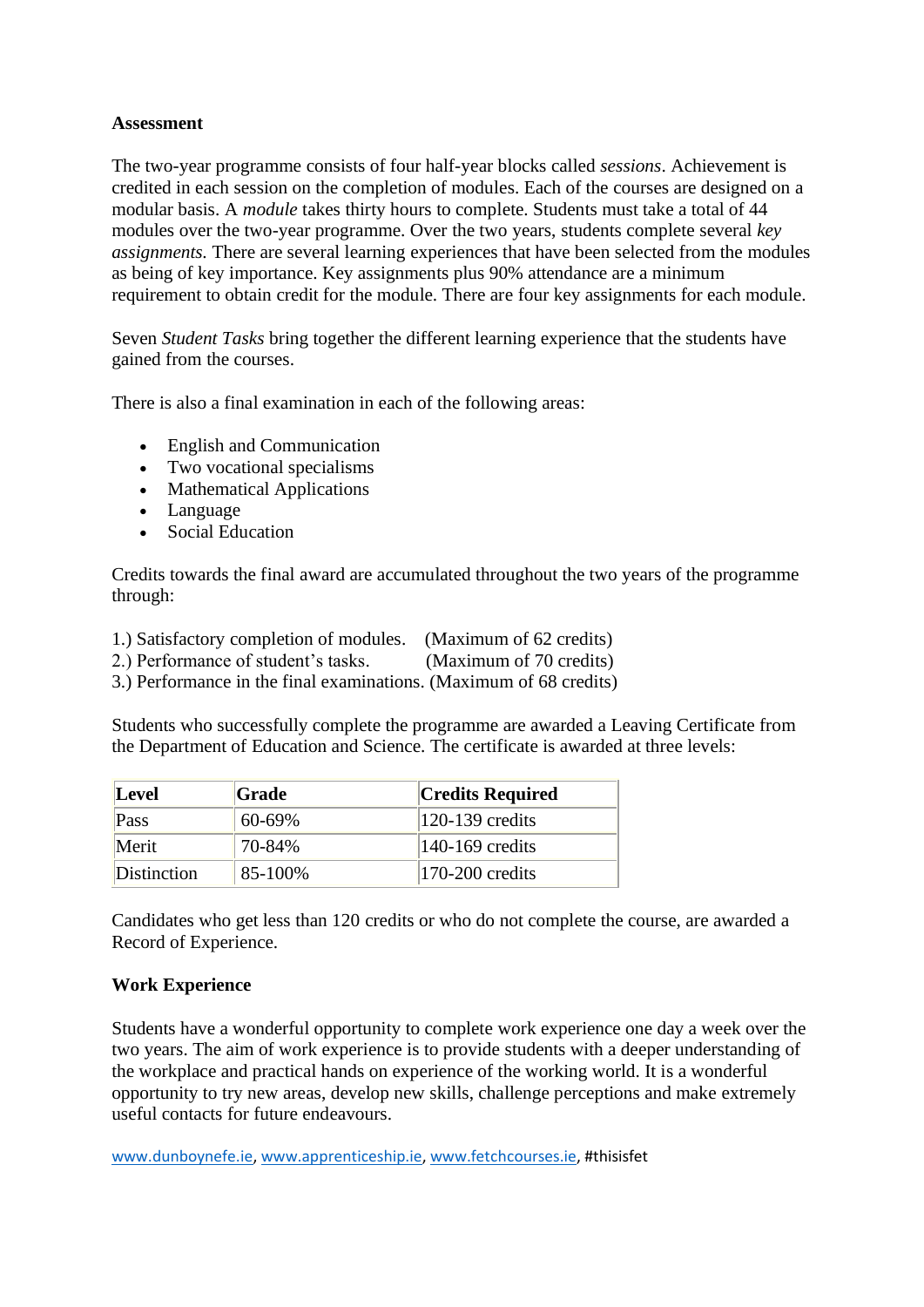**Assessment**

The two-year programme consists of four half-year blocks called *sessions*. Achievement is credited in each session on the completion of modules. Each of the courses are designed on a modular basis. A *module* takes thirty hours to complete. Students must take a total of 44 modules over the two-year programme. Over the two years, students complete several *key assignments.* There are several learning experiences that have been selected from the modules as being of key importance. Key assignments plus 90% attendance are a minimum requirement to obtain credit for the module. There are four key assignments for each module.

Seven *Student Tasks* bring together the different learning experience that the students have gained from the courses.

There is also a final examination in each of the following areas:

- English and Communication
- Two vocational specialisms
- Mathematical Applications
- Language
- Social Education

Credits towards the final award are accumulated throughout the two years of the programme through:

1.) Satisfactory completion of modules. (Maximum of 62 credits)
2.) Performance of student's tasks. (Maximum of 70 credits)
3.) Performance in the final examinations. (Maximum of 68 credits)

Students who successfully complete the programme are awarded a Leaving Certificate from the Department of Education and Science. The certificate is awarded at three levels:

| Level | Grade | Credits Required |
|---|---|---|
| Pass | 60-69% | 120-139 credits |
| Merit | 70-84% | 140-169 credits |
| Distinction | 85-100% | 170-200 credits |

Candidates who get less than 120 credits or who do not complete the course, are awarded a Record of Experience.

**Work Experience**

Students have a wonderful opportunity to complete work experience one day a week over the two years. The aim of work experience is to provide students with a deeper understanding of the workplace and practical hands on experience of the working world. It is a wonderful opportunity to try new areas, develop new skills, challenge perceptions and make extremely useful contacts for future endeavours.

www.dunboynefe.ie, www.apprenticeship.ie, www.fetchcourses.ie, #thisisfet